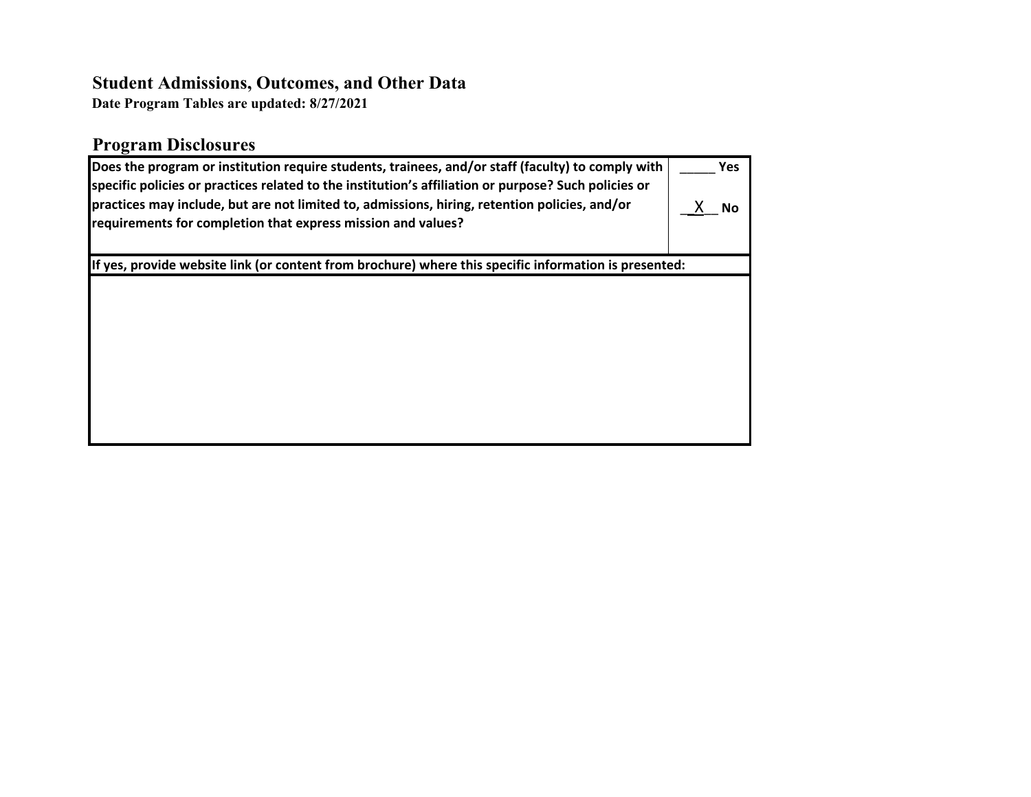# Student Admissions, Outcomes, and Other Data

**Date Program Tables are updated: 8/27/2021**

## Program Disclosures

| Does the program or institution require students, trainees, and/or staff (faculty) to comply with specific policies or practices related to the institution's affiliation or purpose? Such policies or practices may include, but are not limited to, admissions, hiring, retention policies, and/or requirements for completion that express mission and values? | _____ Yes<br><br>__X__ No |
|---|---|
| **If yes, provide website link (or content from brochure) where this specific information is presented:** | |
| | |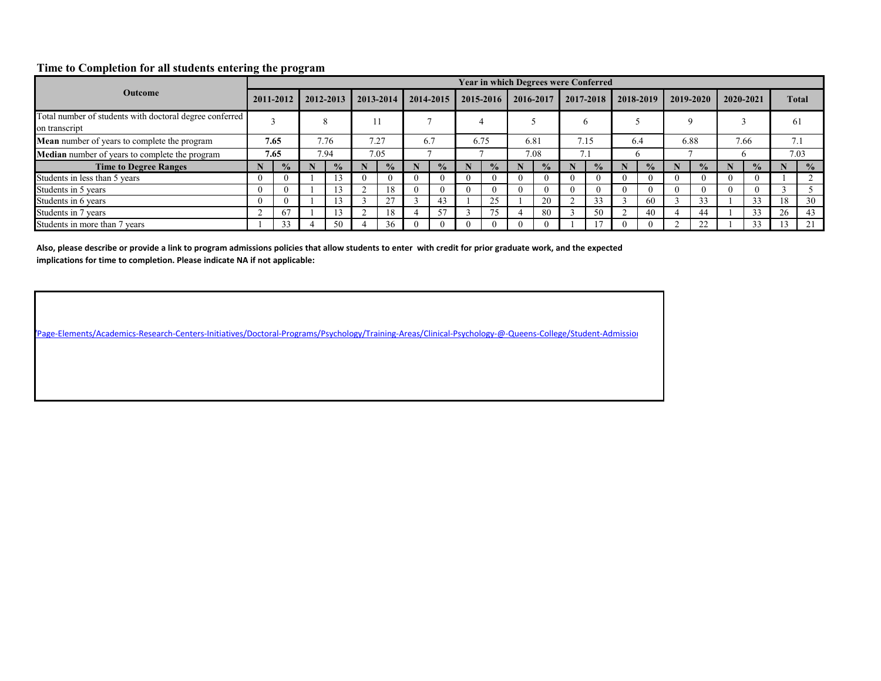## Time to Completion for all students entering the program

| Outcome | Year in which Degrees were Conferred | | | | | | | | | | | | | | | | | | | | | |
|---|---|---|---|---|---|---|---|---|---|---|---|---|---|---|---|---|---|---|---|---|---|---|
| | 2011-2012 | | 2012-2013 | | 2013-2014 | | 2014-2015 | | 2015-2016 | | 2016-2017 | | 2017-2018 | | 2018-2019 | | 2019-2020 | | 2020-2021 | | Total | |
| Total number of students with doctoral degree conferred on transcript | 3 | | 8 | | 11 | | 7 | | 4 | | 5 | | 6 | | 5 | | 9 | | 3 | | 61 | |
| **Mean** number of years to complete the program | **7.65** | | 7.76 | | 7.27 | | 6.7 | | 6.75 | | 6.81 | | 7.15 | | 6.4 | | 6.88 | | 7.66 | | 7.1 | |
| **Median** number of years to complete the program | **7.65** | | 7.94 | | 7.05 | | 7 | | 7 | | 7.08 | | 7.1 | | 6 | | 7 | | 6 | | 7.03 | |
| **Time to Degree Ranges** | **N** | **%** | **N** | **%** | **N** | **%** | **N** | **%** | **N** | **%** | **N** | **%** | **N** | **%** | **N** | **%** | **N** | **%** | **N** | **%** | **N** | **%** |
| Students in less than 5 years | 0 | 0 | 1 | 13 | 0 | 0 | 0 | 0 | 0 | 0 | 0 | 0 | 0 | 0 | 0 | 0 | 0 | 0 | 0 | 0 | 1 | 2 |
| Students in 5 years | 0 | 0 | 1 | 13 | 2 | 18 | 0 | 0 | 0 | 0 | 0 | 0 | 0 | 0 | 0 | 0 | 0 | 0 | 0 | 0 | 3 | 5 |
| Students in 6 years | 0 | 0 | 1 | 13 | 3 | 27 | 3 | 43 | 1 | 25 | 1 | 20 | 2 | 33 | 3 | 60 | 3 | 33 | 1 | 33 | 18 | 30 |
| Students in 7 years | 2 | 67 | 1 | 13 | 2 | 18 | 4 | 57 | 3 | 75 | 4 | 80 | 3 | 50 | 2 | 40 | 4 | 44 | 1 | 33 | 26 | 43 |
| Students in more than 7 years | 1 | 33 | 4 | 50 | 4 | 36 | 0 | 0 | 0 | 0 | 0 | 0 | 1 | 17 | 0 | 0 | 2 | 22 | 1 | 33 | 13 | 21 |

**Also, please describe or provide a link to program admissions policies that allow students to enter with credit for prior graduate work, and the expected implications for time to completion. Please indicate NA if not applicable:**

/Page-Elements/Academics-Research-Centers-Initiatives/Doctoral-Programs/Psychology/Training-Areas/Clinical-Psychology-@-Queens-College/Student-Admissio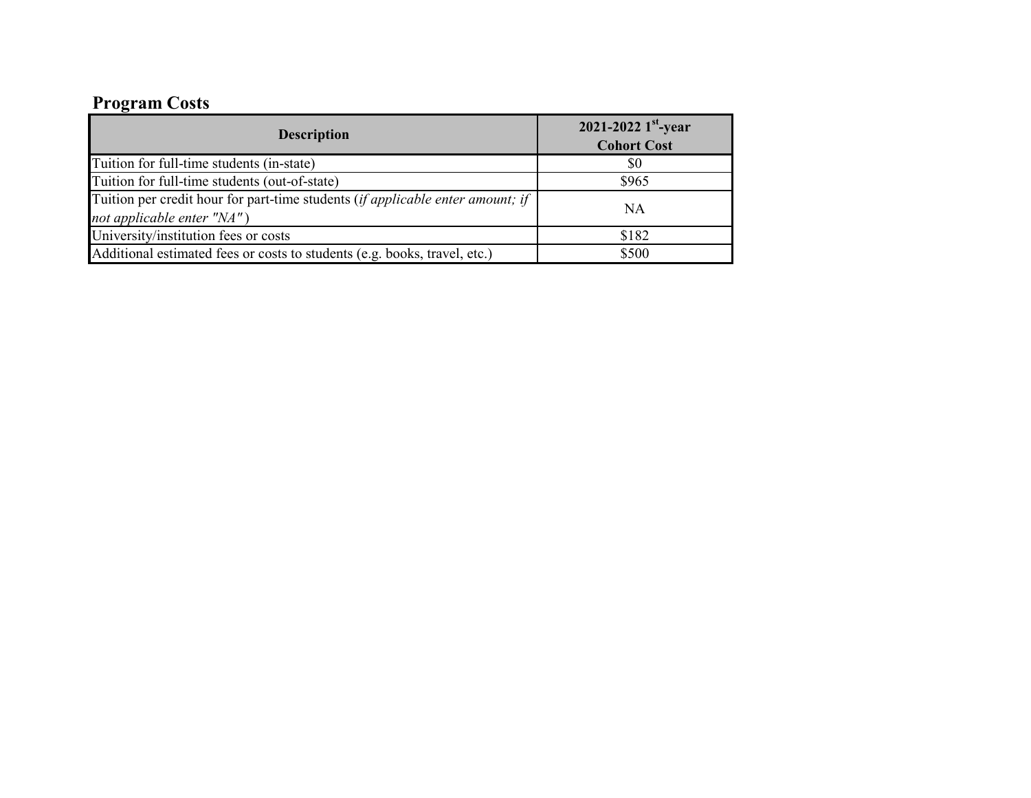## Program Costs

| Description | 2021-2022 1st-year Cohort Cost |
|---|---|
| Tuition for full-time students (in-state) | $0 |
| Tuition for full-time students (out-of-state) | $965 |
| Tuition per credit hour for part-time students (*if applicable enter amount; if not applicable enter "NA"*) | NA |
| University/institution fees or costs | $182 |
| Additional estimated fees or costs to students (e.g. books, travel, etc.) | $500 |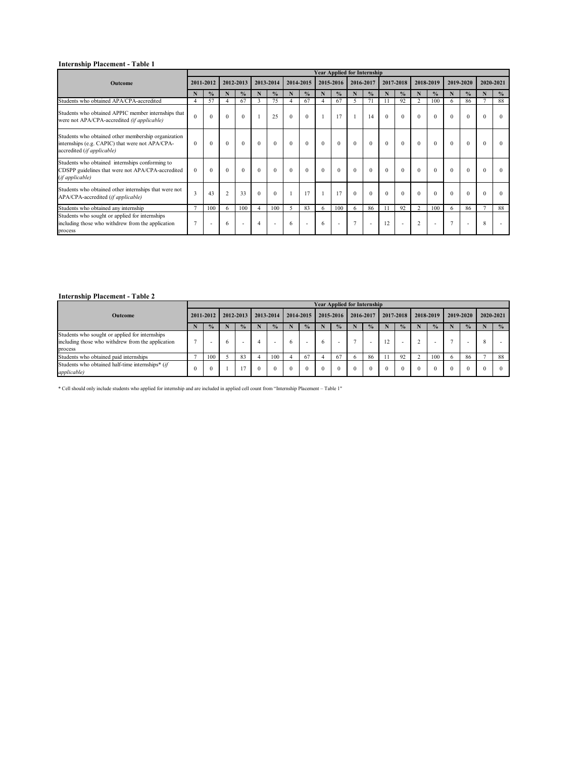**Internship Placement - Table 1**

| Outcome | Year Applied for Internship | | | | | | | | | | | | | | | | | | | |
|---|---|---|---|---|---|---|---|---|---|---|---|---|---|---|---|---|---|---|---|---|
| | 2011-2012 | | 2012-2013 | | 2013-2014 | | 2014-2015 | | 2015-2016 | | 2016-2017 | | 2017-2018 | | 2018-2019 | | 2019-2020 | | 2020-2021 | |
| | N | % | N | % | N | % | N | % | N | % | N | % | N | % | N | % | N | % | N | % |
| Students who obtained APA/CPA-accredited | 4 | 57 | 4 | 67 | 3 | 75 | 4 | 67 | 4 | 67 | 5 | 71 | 11 | 92 | 2 | 100 | 6 | 86 | 7 | 88 |
| Students who obtained APPIC member internships that were not APA/CPA-accredited *(if applicable)* | 0 | 0 | 0 | 0 | 1 | 25 | 0 | 0 | 1 | 17 | 1 | 14 | 0 | 0 | 0 | 0 | 0 | 0 | 0 | 0 |
| Students who obtained other membership organization internships (e.g. CAPIC) that were not APA/CPA-accredited (*if applicable*) | 0 | 0 | 0 | 0 | 0 | 0 | 0 | 0 | 0 | 0 | 0 | 0 | 0 | 0 | 0 | 0 | 0 | 0 | 0 | 0 |
| Students who obtained internships conforming to CDSPP guidelines that were not APA/CPA-accredited (*if applicable*) | 0 | 0 | 0 | 0 | 0 | 0 | 0 | 0 | 0 | 0 | 0 | 0 | 0 | 0 | 0 | 0 | 0 | 0 | 0 | 0 |
| Students who obtained other internships that were not APA/CPA-accredited (*if applicable*) | 3 | 43 | 2 | 33 | 0 | 0 | 1 | 17 | 1 | 17 | 0 | 0 | 0 | 0 | 0 | 0 | 0 | 0 | 0 | 0 |
| Students who obtained any internship | 7 | 100 | 6 | 100 | 4 | 100 | 5 | 83 | 6 | 100 | 6 | 86 | 11 | 92 | 2 | 100 | 6 | 86 | 7 | 88 |
| Students who sought or applied for internships including those who withdrew from the application process | 7 | - | 6 | - | 4 | - | 6 | - | 6 | - | 7 | - | 12 | - | 2 | - | 7 | - | 8 | - |

**Internship Placement - Table 2**

| Outcome | Year Applied for Internship | | | | | | | | | | | | | | | | | | | |
|---|---|---|---|---|---|---|---|---|---|---|---|---|---|---|---|---|---|---|---|---|
| | 2011-2012 | | 2012-2013 | | 2013-2014 | | 2014-2015 | | 2015-2016 | | 2016-2017 | | 2017-2018 | | 2018-2019 | | 2019-2020 | | 2020-2021 | |
| | N | % | N | % | N | % | N | % | N | % | N | % | N | % | N | % | N | % | N | % |
| Students who sought or applied for internships including those who withdrew from the application process | 7 | - | 6 | - | 4 | - | 6 | - | 6 | - | 7 | - | 12 | - | 2 | - | 7 | - | 8 | - |
| Students who obtained paid internships | 7 | 100 | 5 | 83 | 4 | 100 | 4 | 67 | 4 | 67 | 6 | 86 | 11 | 92 | 2 | 100 | 6 | 86 | 7 | 88 |
| Students who obtained half-time internships* (*if applicable*) | 0 | 0 | 1 | 17 | 0 | 0 | 0 | 0 | 0 | 0 | 0 | 0 | 0 | 0 | 0 | 0 | 0 | 0 | 0 | 0 |

* Cell should only include students who applied for internship and are included in applied cell count from "Internship Placement – Table 1"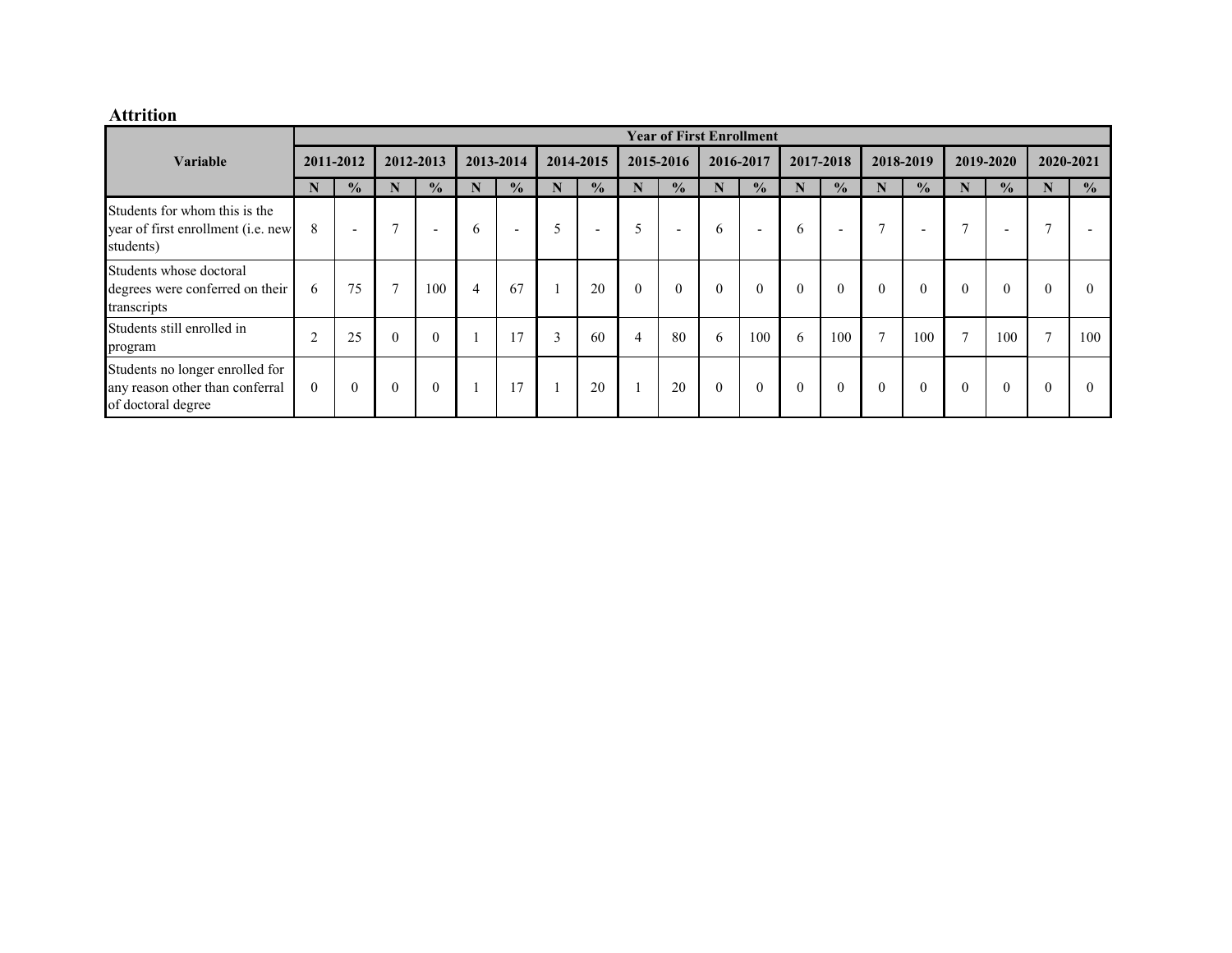## Attrition

| Variable | Year of First Enrollment | | | | | | | | | | | | | | | | | | | |
|---|---|---|---|---|---|---|---|---|---|---|---|---|---|---|---|---|---|---|---|---|
| | 2011-2012 | | 2012-2013 | | 2013-2014 | | 2014-2015 | | 2015-2016 | | 2016-2017 | | 2017-2018 | | 2018-2019 | | 2019-2020 | | 2020-2021 | |
| | N | % | N | % | N | % | N | % | N | % | N | % | N | % | N | % | N | % | N | % |
| Students for whom this is the year of first enrollment (i.e. new students) | 8 | - | 7 | - | 6 | - | 5 | - | 5 | - | 6 | - | 6 | - | 7 | - | 7 | - | 7 | - |
| Students whose doctoral degrees were conferred on their transcripts | 6 | 75 | 7 | 100 | 4 | 67 | 1 | 20 | 0 | 0 | 0 | 0 | 0 | 0 | 0 | 0 | 0 | 0 | 0 | 0 |
| Students still enrolled in program | 2 | 25 | 0 | 0 | 1 | 17 | 3 | 60 | 4 | 80 | 6 | 100 | 6 | 100 | 7 | 100 | 7 | 100 | 7 | 100 |
| Students no longer enrolled for any reason other than conferral of doctoral degree | 0 | 0 | 0 | 0 | 1 | 17 | 1 | 20 | 1 | 20 | 0 | 0 | 0 | 0 | 0 | 0 | 0 | 0 | 0 | 0 |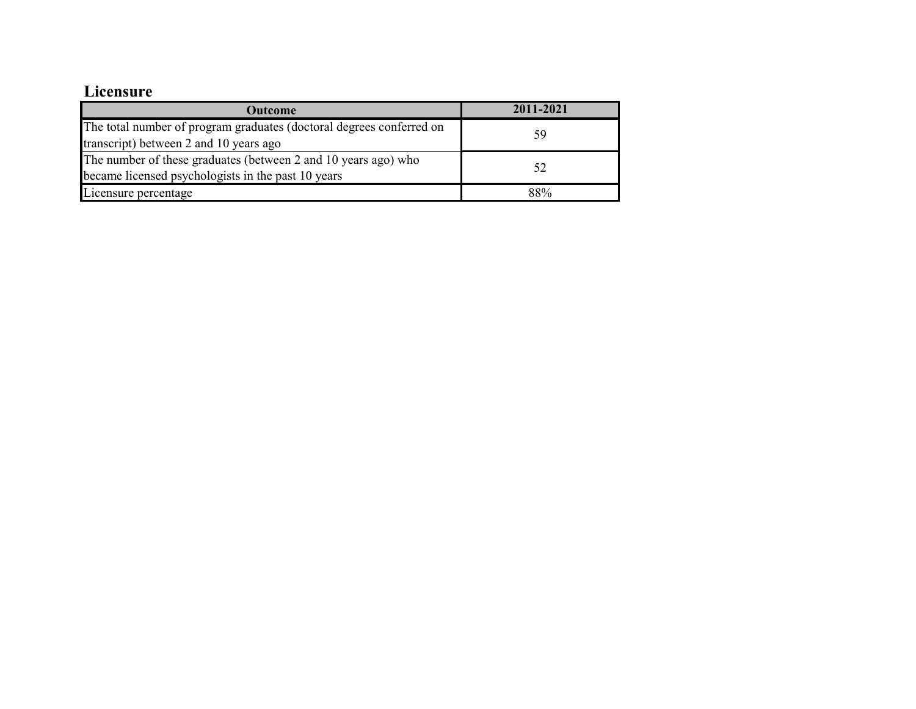## Licensure

| Outcome | 2011-2021 |
| --- | --- |
| The total number of program graduates (doctoral degrees conferred on transcript) between 2 and 10 years ago | 59 |
| The number of these graduates (between 2 and 10 years ago) who became licensed psychologists in the past 10 years | 52 |
| Licensure percentage | 88% |